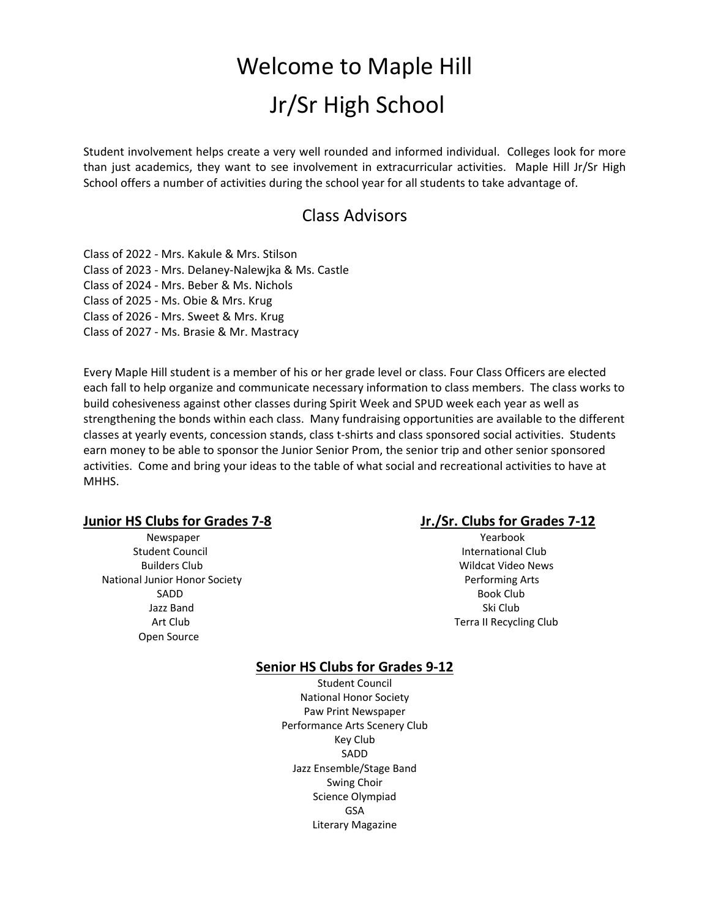# Welcome to Maple Hill Jr/Sr High School

Student involvement helps create a very well rounded and informed individual. Colleges look for more than just academics, they want to see involvement in extracurricular activities. Maple Hill Jr/Sr High School offers a number of activities during the school year for all students to take advantage of.

## Class Advisors

Class of 2022 - Mrs. Kakule & Mrs. Stilson
Class of 2023 - Mrs. Delaney-Nalewjka & Ms. Castle
Class of 2024 - Mrs. Beber & Ms. Nichols
Class of 2025 - Ms. Obie & Mrs. Krug
Class of 2026 - Mrs. Sweet & Mrs. Krug
Class of 2027 - Ms. Brasie & Mr. Mastracy

Every Maple Hill student is a member of his or her grade level or class. Four Class Officers are elected each fall to help organize and communicate necessary information to class members. The class works to build cohesiveness against other classes during Spirit Week and SPUD week each year as well as strengthening the bonds within each class. Many fundraising opportunities are available to the different classes at yearly events, concession stands, class t-shirts and class sponsored social activities. Students earn money to be able to sponsor the Junior Senior Prom, the senior trip and other senior sponsored activities. Come and bring your ideas to the table of what social and recreational activities to have at MHHS.

**Junior HS Clubs for Grades 7-8**

Newspaper
Student Council
Builders Club
National Junior Honor Society
SADD
Jazz Band
Art Club
Open Source

**Jr./Sr. Clubs for Grades 7-12**

Yearbook
International Club
Wildcat Video News
Performing Arts
Book Club
Ski Club
Terra II Recycling Club

**Senior HS Clubs for Grades 9-12**

Student Council
National Honor Society
Paw Print Newspaper
Performance Arts Scenery Club
Key Club
SADD
Jazz Ensemble/Stage Band
Swing Choir
Science Olympiad
GSA
Literary Magazine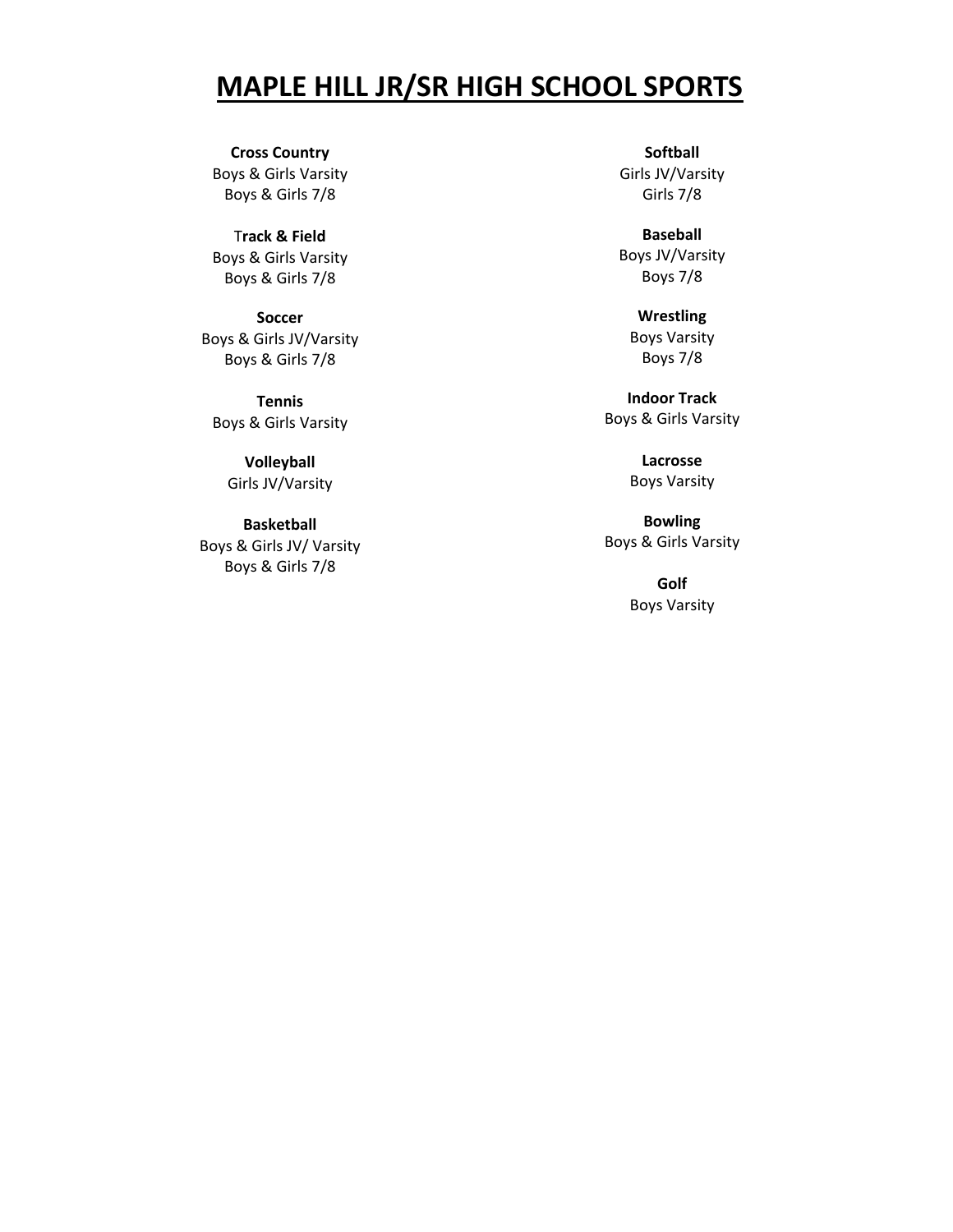# MAPLE HILL JR/SR HIGH SCHOOL SPORTS

**Cross Country**
Boys & Girls Varsity
Boys & Girls 7/8

**Track & Field**
Boys & Girls Varsity
Boys & Girls 7/8

**Soccer**
Boys & Girls JV/Varsity
Boys & Girls 7/8

**Tennis**
Boys & Girls Varsity

**Volleyball**
Girls JV/Varsity

**Basketball**
Boys & Girls JV/ Varsity
Boys & Girls 7/8

**Softball**
Girls JV/Varsity
Girls 7/8

**Baseball**
Boys JV/Varsity
Boys 7/8

**Wrestling**
Boys Varsity
Boys 7/8

**Indoor Track**
Boys & Girls Varsity

**Lacrosse**
Boys Varsity

**Bowling**
Boys & Girls Varsity

**Golf**
Boys Varsity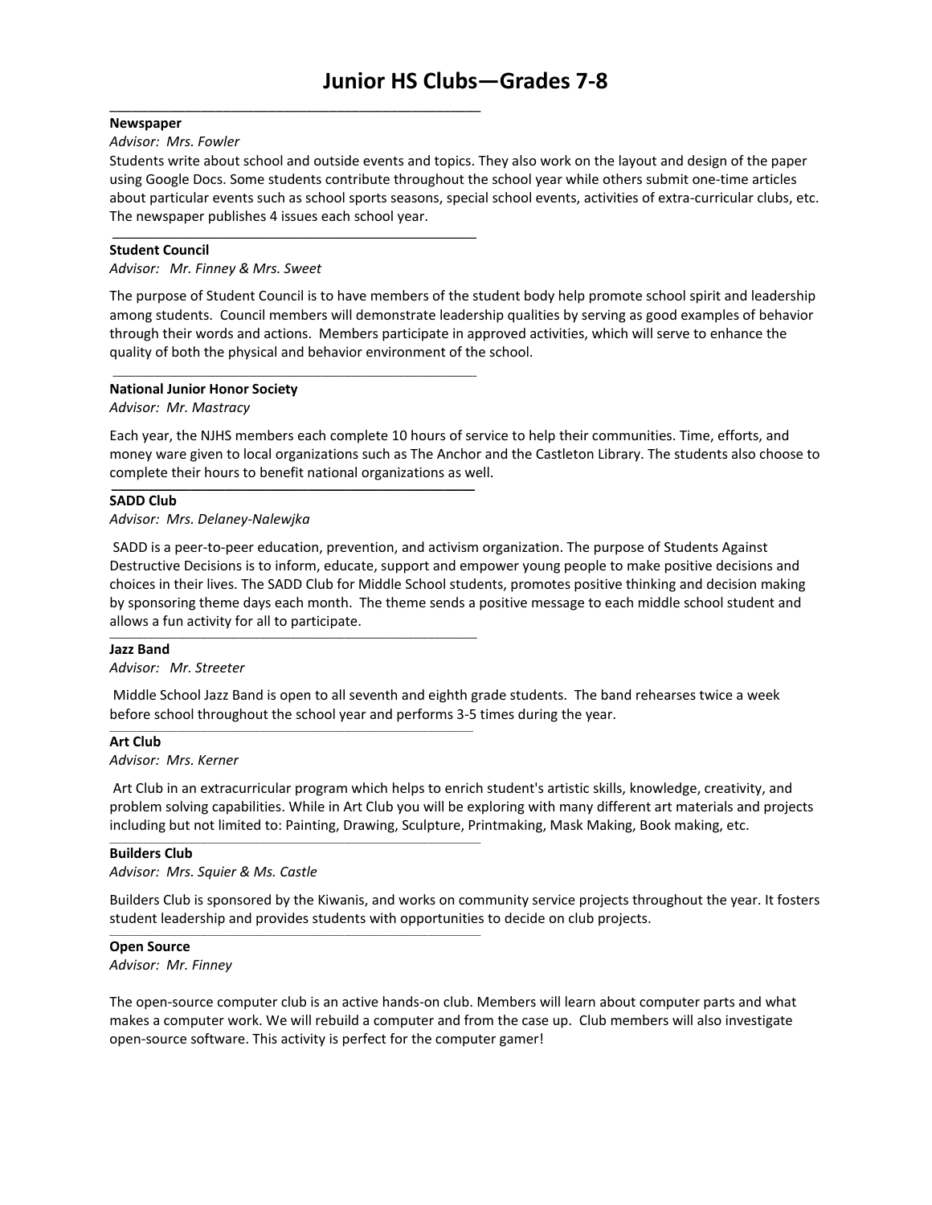# Junior HS Clubs—Grades 7-8

### Newspaper

*Advisor: Mrs. Fowler*

Students write about school and outside events and topics. They also work on the layout and design of the paper using Google Docs. Some students contribute throughout the school year while others submit one-time articles about particular events such as school sports seasons, special school events, activities of extra-curricular clubs, etc. The newspaper publishes 4 issues each school year.

### Student Council

*Advisor: Mr. Finney & Mrs. Sweet*

The purpose of Student Council is to have members of the student body help promote school spirit and leadership among students. Council members will demonstrate leadership qualities by serving as good examples of behavior through their words and actions. Members participate in approved activities, which will serve to enhance the quality of both the physical and behavior environment of the school.

### National Junior Honor Society

*Advisor: Mr. Mastracy*

Each year, the NJHS members each complete 10 hours of service to help their communities. Time, efforts, and money ware given to local organizations such as The Anchor and the Castleton Library. The students also choose to complete their hours to benefit national organizations as well.

### SADD Club

*Advisor: Mrs. Delaney-Nalewjka*

SADD is a peer-to-peer education, prevention, and activism organization. The purpose of Students Against Destructive Decisions is to inform, educate, support and empower young people to make positive decisions and choices in their lives. The SADD Club for Middle School students, promotes positive thinking and decision making by sponsoring theme days each month. The theme sends a positive message to each middle school student and allows a fun activity for all to participate.

### Jazz Band

*Advisor: Mr. Streeter*

Middle School Jazz Band is open to all seventh and eighth grade students. The band rehearses twice a week before school throughout the school year and performs 3-5 times during the year.

### Art Club

*Advisor: Mrs. Kerner*

Art Club in an extracurricular program which helps to enrich student's artistic skills, knowledge, creativity, and problem solving capabilities. While in Art Club you will be exploring with many different art materials and projects including but not limited to: Painting, Drawing, Sculpture, Printmaking, Mask Making, Book making, etc.

### Builders Club

*Advisor: Mrs. Squier & Ms. Castle*

Builders Club is sponsored by the Kiwanis, and works on community service projects throughout the year. It fosters student leadership and provides students with opportunities to decide on club projects.

### Open Source

*Advisor: Mr. Finney*

The open-source computer club is an active hands-on club. Members will learn about computer parts and what makes a computer work. We will rebuild a computer and from the case up. Club members will also investigate open-source software. This activity is perfect for the computer gamer!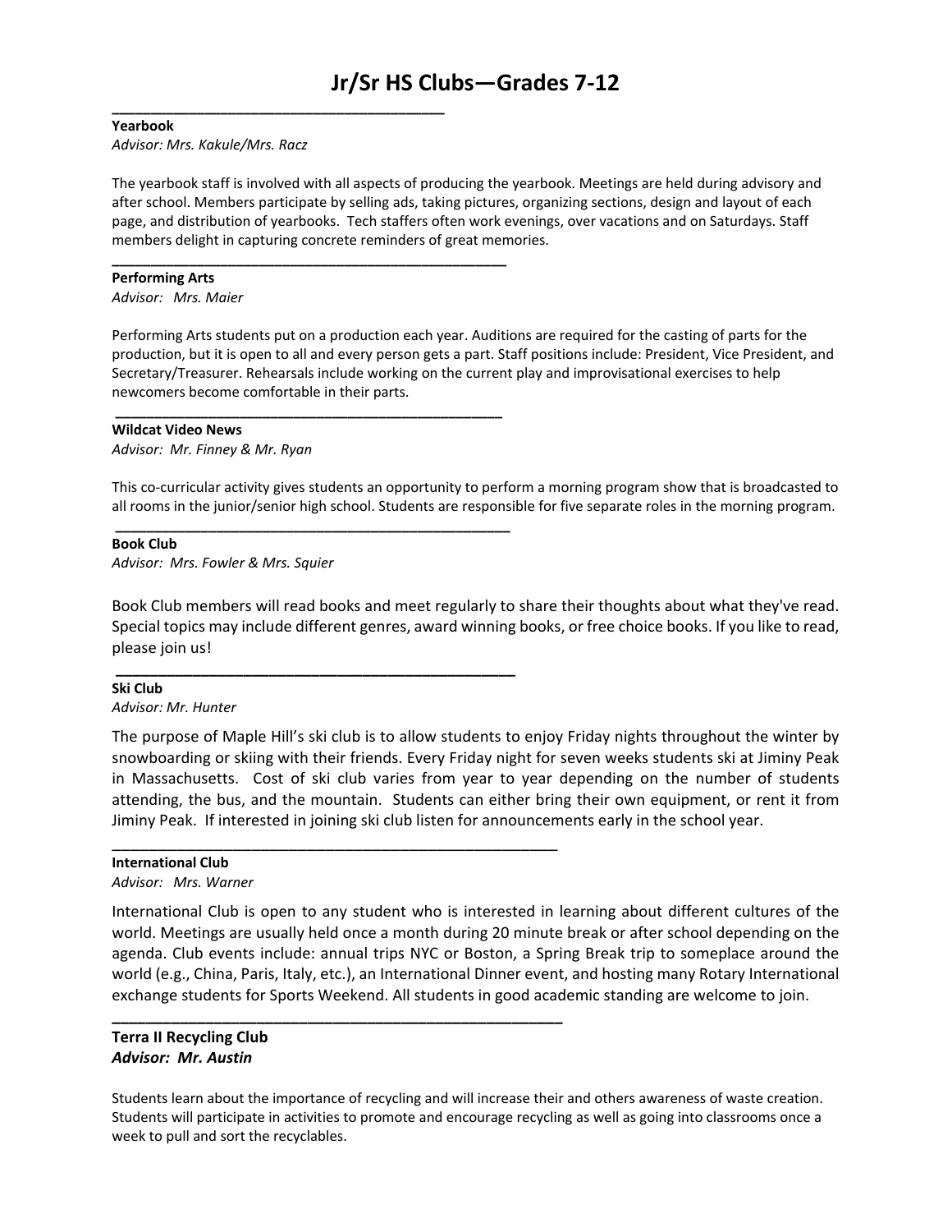# Jr/Sr HS Clubs—Grades 7-12

---

**Yearbook**
*Advisor: Mrs. Kakule/Mrs. Racz*

The yearbook staff is involved with all aspects of producing the yearbook. Meetings are held during advisory and after school. Members participate by selling ads, taking pictures, organizing sections, design and layout of each page, and distribution of yearbooks. Tech staffers often work evenings, over vacations and on Saturdays. Staff members delight in capturing concrete reminders of great memories.

---

**Performing Arts**
*Advisor: Mrs. Maier*

Performing Arts students put on a production each year. Auditions are required for the casting of parts for the production, but it is open to all and every person gets a part. Staff positions include: President, Vice President, and Secretary/Treasurer. Rehearsals include working on the current play and improvisational exercises to help newcomers become comfortable in their parts.

---

**Wildcat Video News**
*Advisor: Mr. Finney & Mr. Ryan*

This co-curricular activity gives students an opportunity to perform a morning program show that is broadcasted to all rooms in the junior/senior high school. Students are responsible for five separate roles in the morning program.

---

**Book Club**
*Advisor: Mrs. Fowler & Mrs. Squier*

Book Club members will read books and meet regularly to share their thoughts about what they've read. Special topics may include different genres, award winning books, or free choice books. If you like to read, please join us!

---

**Ski Club**
*Advisor: Mr. Hunter*

The purpose of Maple Hill's ski club is to allow students to enjoy Friday nights throughout the winter by snowboarding or skiing with their friends. Every Friday night for seven weeks students ski at Jiminy Peak in Massachusetts. Cost of ski club varies from year to year depending on the number of students attending, the bus, and the mountain. Students can either bring their own equipment, or rent it from Jiminy Peak. If interested in joining ski club listen for announcements early in the school year.

---

**International Club**
*Advisor: Mrs. Warner*

International Club is open to any student who is interested in learning about different cultures of the world. Meetings are usually held once a month during 20 minute break or after school depending on the agenda. Club events include: annual trips NYC or Boston, a Spring Break trip to someplace around the world (e.g., China, Paris, Italy, etc.), an International Dinner event, and hosting many Rotary International exchange students for Sports Weekend. All students in good academic standing are welcome to join.

---

**Terra II Recycling Club**
***Advisor: Mr. Austin***

Students learn about the importance of recycling and will increase their and others awareness of waste creation. Students will participate in activities to promote and encourage recycling as well as going into classrooms once a week to pull and sort the recyclables.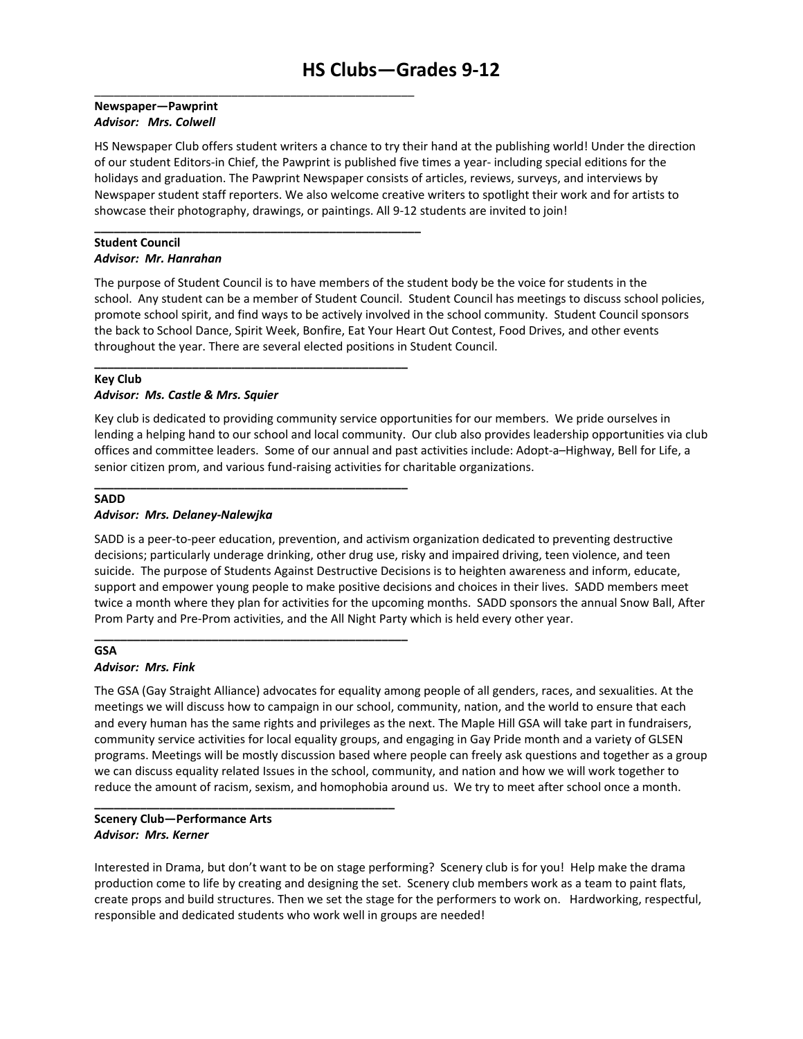# HS Clubs—Grades 9-12

---

**Newspaper—Pawprint**
***Advisor: Mrs. Colwell***

HS Newspaper Club offers student writers a chance to try their hand at the publishing world! Under the direction of our student Editors-in Chief, the Pawprint is published five times a year- including special editions for the holidays and graduation. The Pawprint Newspaper consists of articles, reviews, surveys, and interviews by Newspaper student staff reporters. We also welcome creative writers to spotlight their work and for artists to showcase their photography, drawings, or paintings. All 9-12 students are invited to join!

---

**Student Council**
***Advisor: Mr. Hanrahan***

The purpose of Student Council is to have members of the student body be the voice for students in the school. Any student can be a member of Student Council. Student Council has meetings to discuss school policies, promote school spirit, and find ways to be actively involved in the school community. Student Council sponsors the back to School Dance, Spirit Week, Bonfire, Eat Your Heart Out Contest, Food Drives, and other events throughout the year. There are several elected positions in Student Council.

---

**Key Club**
***Advisor: Ms. Castle & Mrs. Squier***

Key club is dedicated to providing community service opportunities for our members. We pride ourselves in lending a helping hand to our school and local community. Our club also provides leadership opportunities via club offices and committee leaders. Some of our annual and past activities include: Adopt-a–Highway, Bell for Life, a senior citizen prom, and various fund-raising activities for charitable organizations.

---

**SADD**
***Advisor: Mrs. Delaney-Nalewjka***

SADD is a peer-to-peer education, prevention, and activism organization dedicated to preventing destructive decisions; particularly underage drinking, other drug use, risky and impaired driving, teen violence, and teen suicide. The purpose of Students Against Destructive Decisions is to heighten awareness and inform, educate, support and empower young people to make positive decisions and choices in their lives. SADD members meet twice a month where they plan for activities for the upcoming months. SADD sponsors the annual Snow Ball, After Prom Party and Pre-Prom activities, and the All Night Party which is held every other year.

---

**GSA**
***Advisor: Mrs. Fink***

The GSA (Gay Straight Alliance) advocates for equality among people of all genders, races, and sexualities. At the meetings we will discuss how to campaign in our school, community, nation, and the world to ensure that each and every human has the same rights and privileges as the next. The Maple Hill GSA will take part in fundraisers, community service activities for local equality groups, and engaging in Gay Pride month and a variety of GLSEN programs. Meetings will be mostly discussion based where people can freely ask questions and together as a group we can discuss equality related Issues in the school, community, and nation and how we will work together to reduce the amount of racism, sexism, and homophobia around us. We try to meet after school once a month.

---

**Scenery Club—Performance Arts**
***Advisor: Mrs. Kerner***

Interested in Drama, but don't want to be on stage performing? Scenery club is for you! Help make the drama production come to life by creating and designing the set. Scenery club members work as a team to paint flats, create props and build structures. Then we set the stage for the performers to work on. Hardworking, respectful, responsible and dedicated students who work well in groups are needed!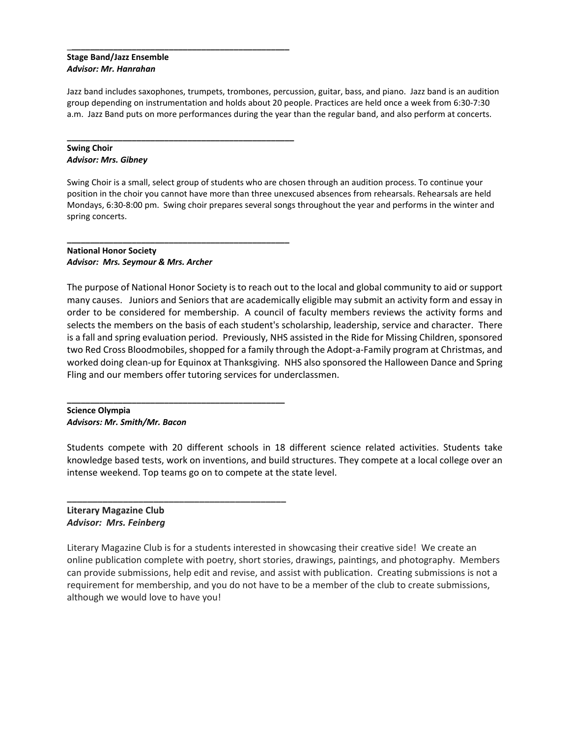---

**Stage Band/Jazz Ensemble**
***Advisor: Mr. Hanrahan***

Jazz band includes saxophones, trumpets, trombones, percussion, guitar, bass, and piano. Jazz band is an audition group depending on instrumentation and holds about 20 people. Practices are held once a week from 6:30-7:30 a.m. Jazz Band puts on more performances during the year than the regular band, and also perform at concerts.

---

**Swing Choir**
***Advisor: Mrs. Gibney***

Swing Choir is a small, select group of students who are chosen through an audition process. To continue your position in the choir you cannot have more than three unexcused absences from rehearsals. Rehearsals are held Mondays, 6:30-8:00 pm. Swing choir prepares several songs throughout the year and performs in the winter and spring concerts.

---

**National Honor Society**
***Advisor: Mrs. Seymour & Mrs. Archer***

The purpose of National Honor Society is to reach out to the local and global community to aid or support many causes. Juniors and Seniors that are academically eligible may submit an activity form and essay in order to be considered for membership. A council of faculty members reviews the activity forms and selects the members on the basis of each student's scholarship, leadership, service and character. There is a fall and spring evaluation period. Previously, NHS assisted in the Ride for Missing Children, sponsored two Red Cross Bloodmobiles, shopped for a family through the Adopt-a-Family program at Christmas, and worked doing clean-up for Equinox at Thanksgiving. NHS also sponsored the Halloween Dance and Spring Fling and our members offer tutoring services for underclassmen.

---

**Science Olympia**
***Advisors: Mr. Smith/Mr. Bacon***

Students compete with 20 different schools in 18 different science related activities. Students take knowledge based tests, work on inventions, and build structures. They compete at a local college over an intense weekend. Top teams go on to compete at the state level.

---

**Literary Magazine Club**
***Advisor: Mrs. Feinberg***

Literary Magazine Club is for a students interested in showcasing their creative side! We create an online publication complete with poetry, short stories, drawings, paintings, and photography. Members can provide submissions, help edit and revise, and assist with publication. Creating submissions is not a requirement for membership, and you do not have to be a member of the club to create submissions, although we would love to have you!